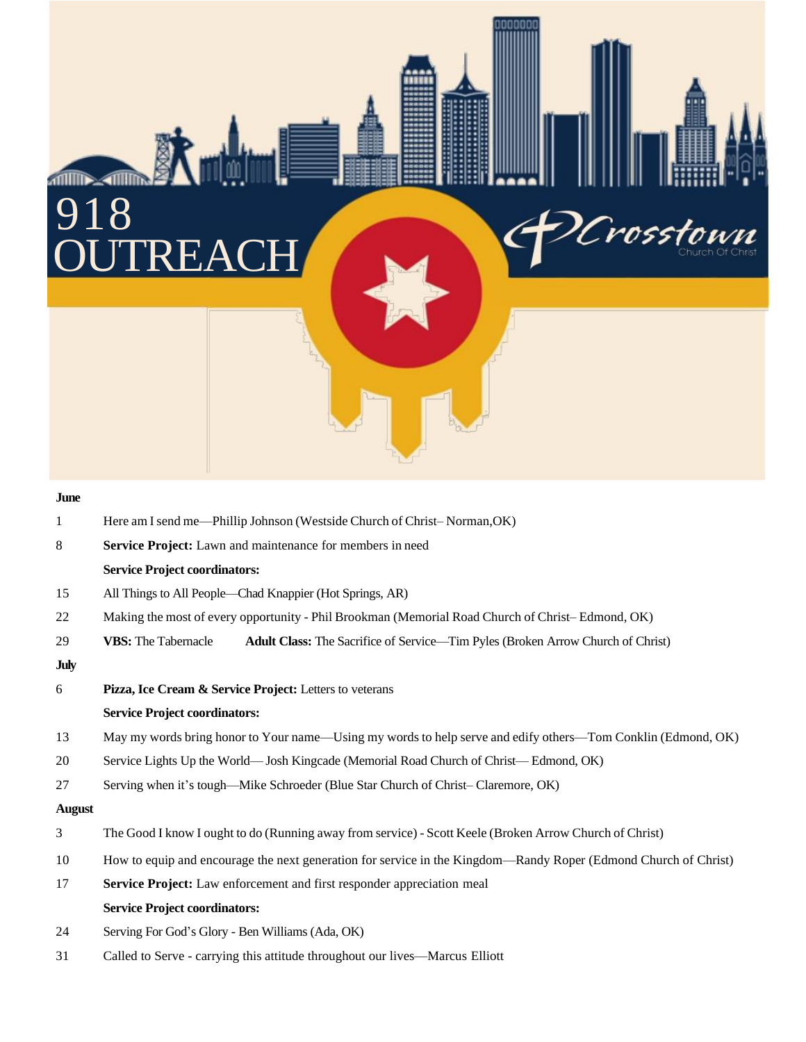# 918 OUTREACH

Crosstown Church Of Christ

**June**

1 Here am I send me—Phillip Johnson (Westside Church of Christ– Norman,OK)

8 **Service Project:** Lawn and maintenance for members in need

**Service Project coordinators:**

15 All Things to All People—Chad Knappier (Hot Springs, AR)

22 Making the most of every opportunity - Phil Brookman (Memorial Road Church of Christ– Edmond, OK)

29 **VBS:** The Tabernacle **Adult Class:** The Sacrifice of Service—Tim Pyles (Broken Arrow Church of Christ)

**July**

6 **Pizza, Ice Cream & Service Project:** Letters to veterans

**Service Project coordinators:**

13 May my words bring honor to Your name—Using my words to help serve and edify others—Tom Conklin (Edmond, OK)

20 Service Lights Up the World— Josh Kingcade (Memorial Road Church of Christ— Edmond, OK)

27 Serving when it's tough—Mike Schroeder (Blue Star Church of Christ– Claremore, OK)

**August**

3 The Good I know I ought to do (Running away from service) - Scott Keele (Broken Arrow Church of Christ)

10 How to equip and encourage the next generation for service in the Kingdom—Randy Roper (Edmond Church of Christ)

17 **Service Project:** Law enforcement and first responder appreciation meal

**Service Project coordinators:**

24 Serving For God's Glory - Ben Williams (Ada, OK)

31 Called to Serve - carrying this attitude throughout our lives—Marcus Elliott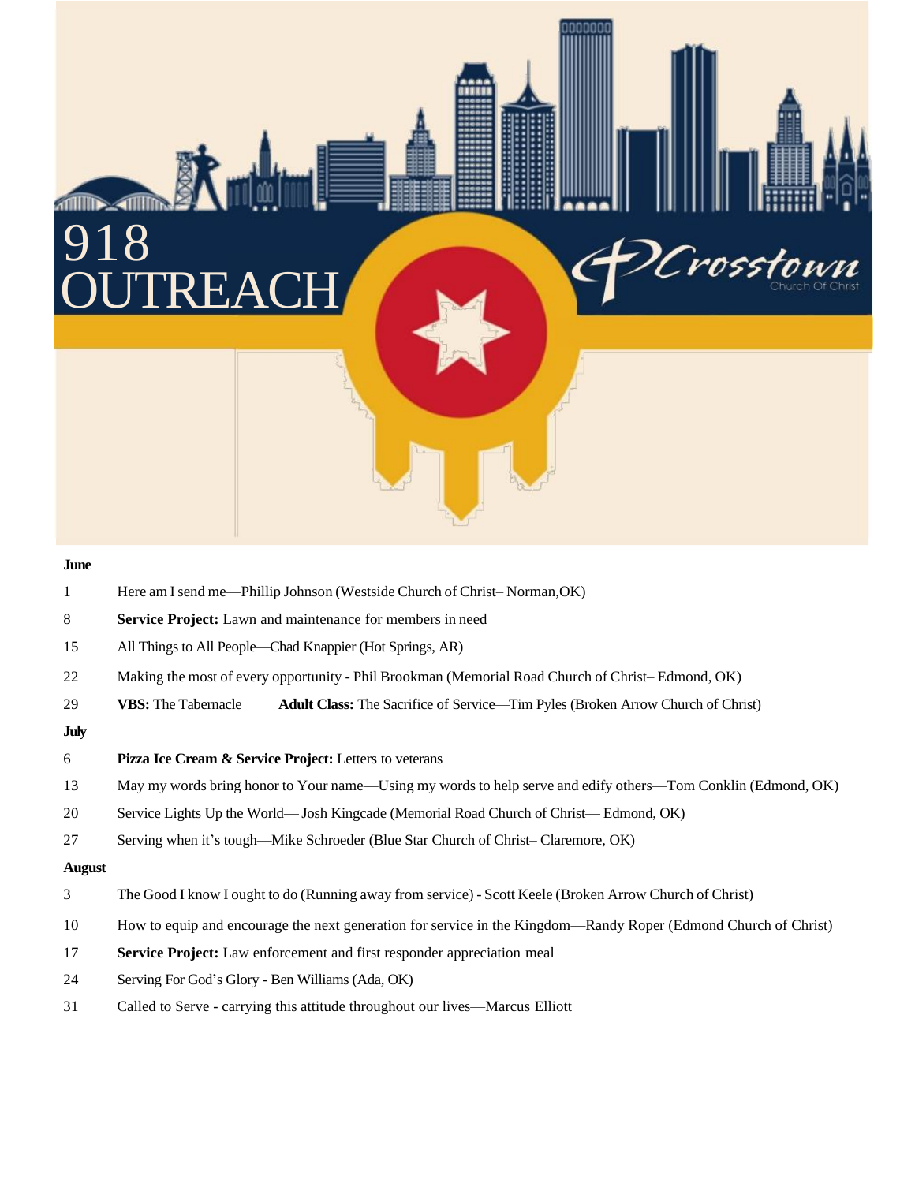# 918 OUTREACH

Crosstown Church Of Christ

**June**

1 Here am I send me—Phillip Johnson (Westside Church of Christ– Norman,OK)

8 **Service Project:** Lawn and maintenance for members in need

15 All Things to All People—Chad Knappier (Hot Springs, AR)

22 Making the most of every opportunity - Phil Brookman (Memorial Road Church of Christ– Edmond, OK)

29 **VBS:** The Tabernacle **Adult Class:** The Sacrifice of Service—Tim Pyles (Broken Arrow Church of Christ)

**July**

6 **Pizza Ice Cream & Service Project:** Letters to veterans

13 May my words bring honor to Your name—Using my words to help serve and edify others—Tom Conklin (Edmond, OK)

20 Service Lights Up the World— Josh Kingcade (Memorial Road Church of Christ— Edmond, OK)

27 Serving when it's tough—Mike Schroeder (Blue Star Church of Christ– Claremore, OK)

**August**

3 The Good I know I ought to do (Running away from service) - Scott Keele (Broken Arrow Church of Christ)

10 How to equip and encourage the next generation for service in the Kingdom—Randy Roper (Edmond Church of Christ)

17 **Service Project:** Law enforcement and first responder appreciation meal

24 Serving For God's Glory - Ben Williams (Ada, OK)

31 Called to Serve - carrying this attitude throughout our lives—Marcus Elliott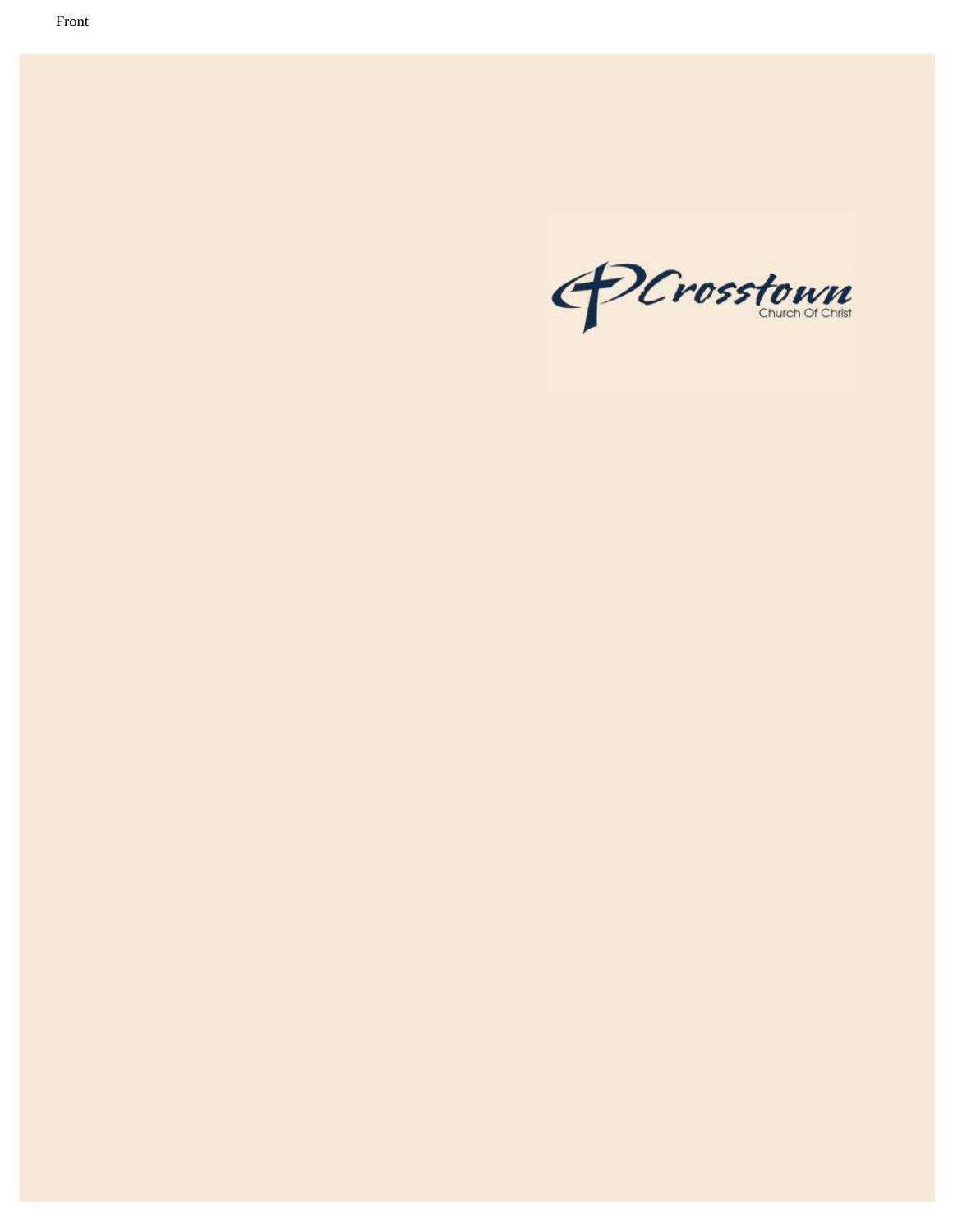Front

Crosstown

Church Of Christ